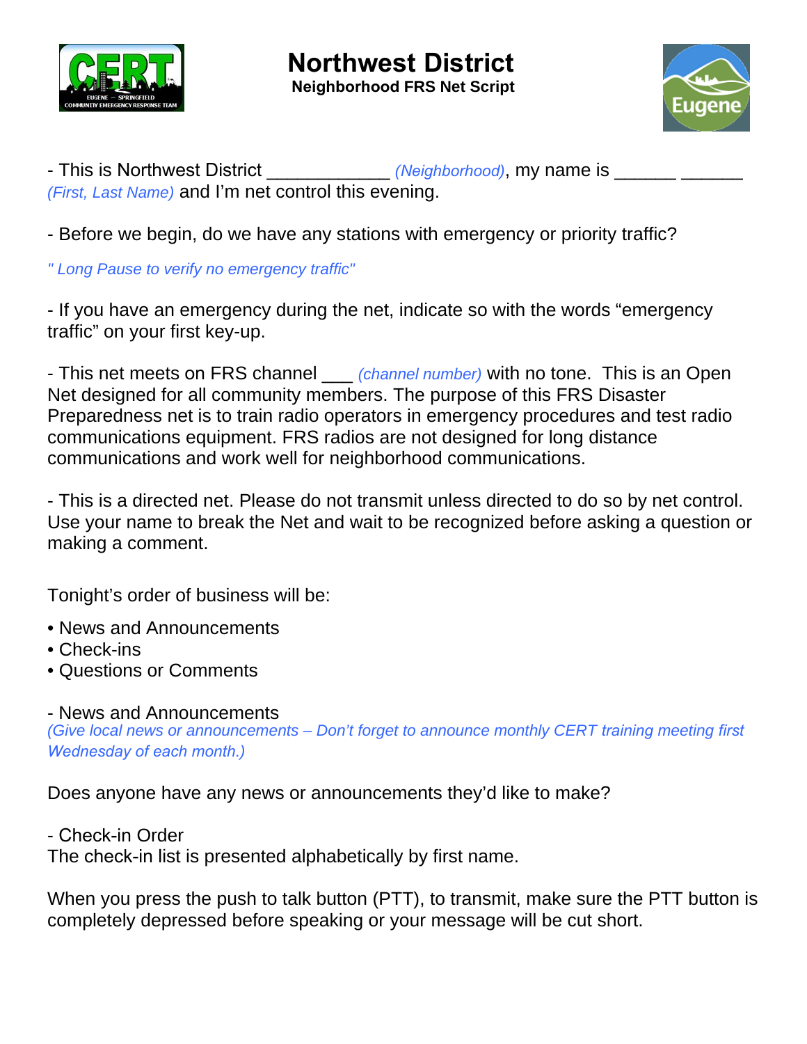# Northwest District

**Neighborhood FRS Net Script**

- This is Northwest District ____________ *(Neighborhood)*, my name is ______ ______ *(First, Last Name)* and I'm net control this evening.

- Before we begin, do we have any stations with emergency or priority traffic?

*" Long Pause to verify no emergency traffic"*

- If you have an emergency during the net, indicate so with the words "emergency traffic" on your first key-up.

- This net meets on FRS channel ___ *(channel number)* with no tone. This is an Open Net designed for all community members. The purpose of this FRS Disaster Preparedness net is to train radio operators in emergency procedures and test radio communications equipment. FRS radios are not designed for long distance communications and work well for neighborhood communications.

- This is a directed net. Please do not transmit unless directed to do so by net control. Use your name to break the Net and wait to be recognized before asking a question or making a comment.

Tonight's order of business will be:

- News and Announcements
- Check-ins
- Questions or Comments

- News and Announcements

*(Give local news or announcements – Don't forget to announce monthly CERT training meeting first Wednesday of each month.)*

Does anyone have any news or announcements they'd like to make?

- Check-in Order

The check-in list is presented alphabetically by first name.

When you press the push to talk button (PTT), to transmit, make sure the PTT button is completely depressed before speaking or your message will be cut short.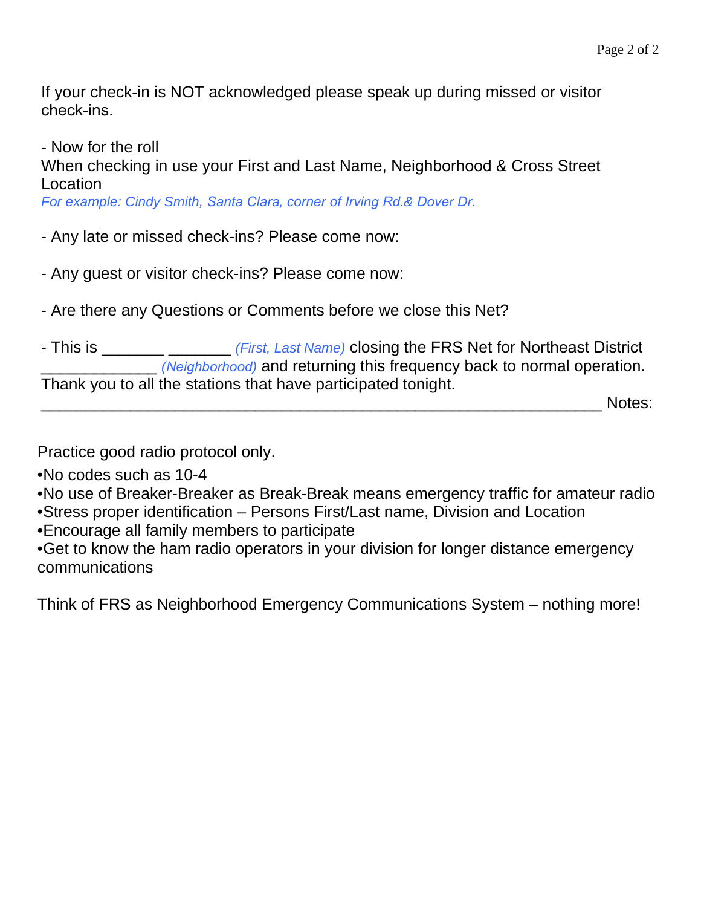If your check-in is NOT acknowledged please speak up during missed or visitor check-ins.

- Now for the roll

When checking in use your First and Last Name, Neighborhood & Cross Street Location

*For example: Cindy Smith, Santa Clara, corner of Irving Rd.& Dover Dr.*

- Any late or missed check-ins? Please come now:

- Any guest or visitor check-ins? Please come now:

- Are there any Questions or Comments before we close this Net?

- This is _______ _______ *(First, Last Name)* closing the FRS Net for Northeast District _____________ *(Neighborhood)* and returning this frequency back to normal operation. Thank you to all the stations that have participated tonight.

_____________________________________________________________ Notes:

Practice good radio protocol only.

- No codes such as 10-4
- No use of Breaker-Breaker as Break-Break means emergency traffic for amateur radio
- Stress proper identification – Persons First/Last name, Division and Location
- Encourage all family members to participate
- Get to know the ham radio operators in your division for longer distance emergency communications

Think of FRS as Neighborhood Emergency Communications System – nothing more!